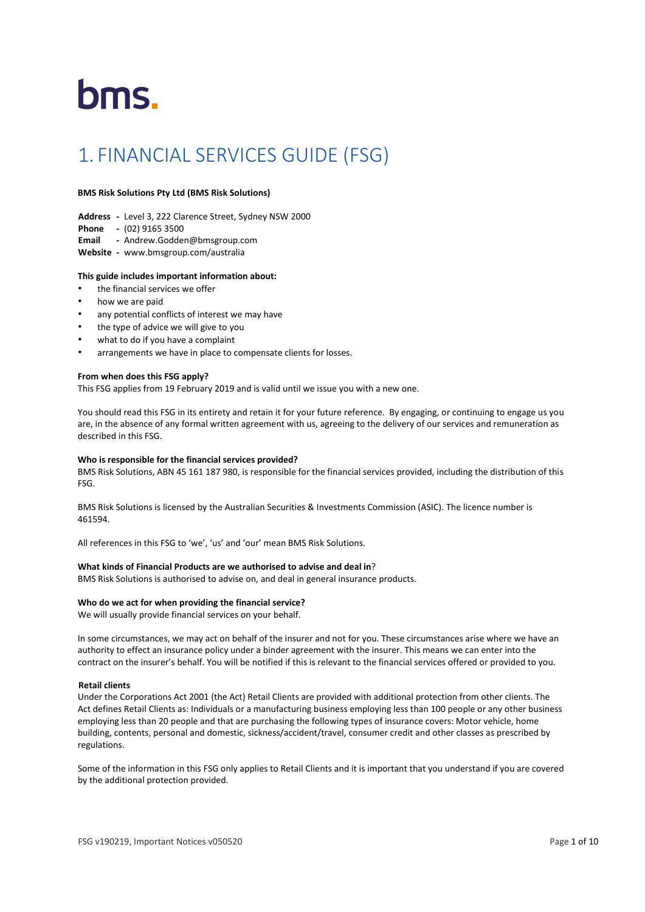bms.

# 1. FINANCIAL SERVICES GUIDE (FSG)

**BMS Risk Solutions Pty Ltd (BMS Risk Solutions)**

**Address** - Level 3, 222 Clarence Street, Sydney NSW 2000
**Phone** - (02) 9165 3500
**Email** - Andrew.Godden@bmsgroup.com
**Website** - www.bmsgroup.com/australia

**This guide includes important information about:**

- the financial services we offer
- how we are paid
- any potential conflicts of interest we may have
- the type of advice we will give to you
- what to do if you have a complaint
- arrangements we have in place to compensate clients for losses.

**From when does this FSG apply?**
This FSG applies from 19 February 2019 and is valid until we issue you with a new one.

You should read this FSG in its entirety and retain it for your future reference. By engaging, or continuing to engage us you are, in the absence of any formal written agreement with us, agreeing to the delivery of our services and remuneration as described in this FSG.

**Who is responsible for the financial services provided?**
BMS Risk Solutions, ABN 45 161 187 980, is responsible for the financial services provided, including the distribution of this FSG.

BMS Risk Solutions is licensed by the Australian Securities & Investments Commission (ASIC). The licence number is 461594.

All references in this FSG to 'we', 'us' and 'our' mean BMS Risk Solutions.

**What kinds of Financial Products are we authorised to advise and deal in**?
BMS Risk Solutions is authorised to advise on, and deal in general insurance products.

**Who do we act for when providing the financial service?**
We will usually provide financial services on your behalf.

In some circumstances, we may act on behalf of the insurer and not for you. These circumstances arise where we have an authority to effect an insurance policy under a binder agreement with the insurer. This means we can enter into the contract on the insurer's behalf. You will be notified if this is relevant to the financial services offered or provided to you.

**Retail clients**
Under the Corporations Act 2001 (the Act) Retail Clients are provided with additional protection from other clients. The Act defines Retail Clients as: Individuals or a manufacturing business employing less than 100 people or any other business employing less than 20 people and that are purchasing the following types of insurance covers: Motor vehicle, home building, contents, personal and domestic, sickness/accident/travel, consumer credit and other classes as prescribed by regulations.

Some of the information in this FSG only applies to Retail Clients and it is important that you understand if you are covered by the additional protection provided.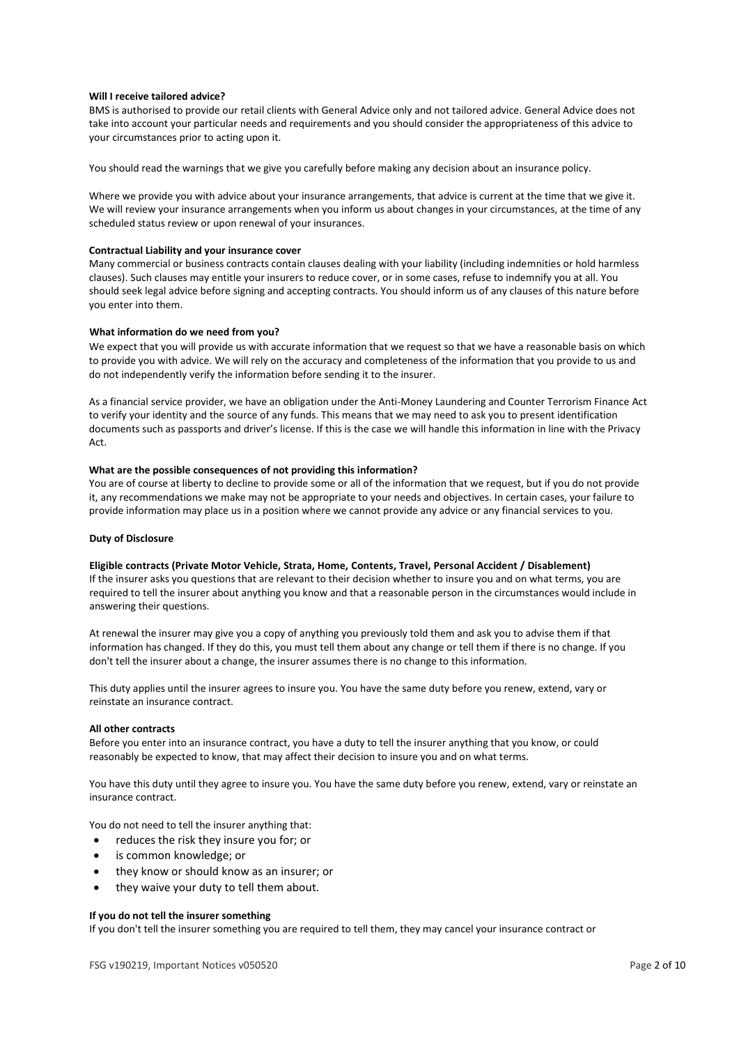**Will I receive tailored advice?**

BMS is authorised to provide our retail clients with General Advice only and not tailored advice. General Advice does not take into account your particular needs and requirements and you should consider the appropriateness of this advice to your circumstances prior to acting upon it.

You should read the warnings that we give you carefully before making any decision about an insurance policy.

Where we provide you with advice about your insurance arrangements, that advice is current at the time that we give it. We will review your insurance arrangements when you inform us about changes in your circumstances, at the time of any scheduled status review or upon renewal of your insurances.

**Contractual Liability and your insurance cover**

Many commercial or business contracts contain clauses dealing with your liability (including indemnities or hold harmless clauses). Such clauses may entitle your insurers to reduce cover, or in some cases, refuse to indemnify you at all. You should seek legal advice before signing and accepting contracts. You should inform us of any clauses of this nature before you enter into them.

**What information do we need from you?**

We expect that you will provide us with accurate information that we request so that we have a reasonable basis on which to provide you with advice. We will rely on the accuracy and completeness of the information that you provide to us and do not independently verify the information before sending it to the insurer.

As a financial service provider, we have an obligation under the Anti-Money Laundering and Counter Terrorism Finance Act to verify your identity and the source of any funds. This means that we may need to ask you to present identification documents such as passports and driver's license. If this is the case we will handle this information in line with the Privacy Act.

**What are the possible consequences of not providing this information?**

You are of course at liberty to decline to provide some or all of the information that we request, but if you do not provide it, any recommendations we make may not be appropriate to your needs and objectives. In certain cases, your failure to provide information may place us in a position where we cannot provide any advice or any financial services to you.

**Duty of Disclosure**

**Eligible contracts (Private Motor Vehicle, Strata, Home, Contents, Travel, Personal Accident / Disablement)**

If the insurer asks you questions that are relevant to their decision whether to insure you and on what terms, you are required to tell the insurer about anything you know and that a reasonable person in the circumstances would include in answering their questions.

At renewal the insurer may give you a copy of anything you previously told them and ask you to advise them if that information has changed. If they do this, you must tell them about any change or tell them if there is no change. If you don't tell the insurer about a change, the insurer assumes there is no change to this information.

This duty applies until the insurer agrees to insure you. You have the same duty before you renew, extend, vary or reinstate an insurance contract.

**All other contracts**

Before you enter into an insurance contract, you have a duty to tell the insurer anything that you know, or could reasonably be expected to know, that may affect their decision to insure you and on what terms.

You have this duty until they agree to insure you. You have the same duty before you renew, extend, vary or reinstate an insurance contract.

You do not need to tell the insurer anything that:

- reduces the risk they insure you for; or
- is common knowledge; or
- they know or should know as an insurer; or
- they waive your duty to tell them about.

**If you do not tell the insurer something**

If you don't tell the insurer something you are required to tell them, they may cancel your insurance contract or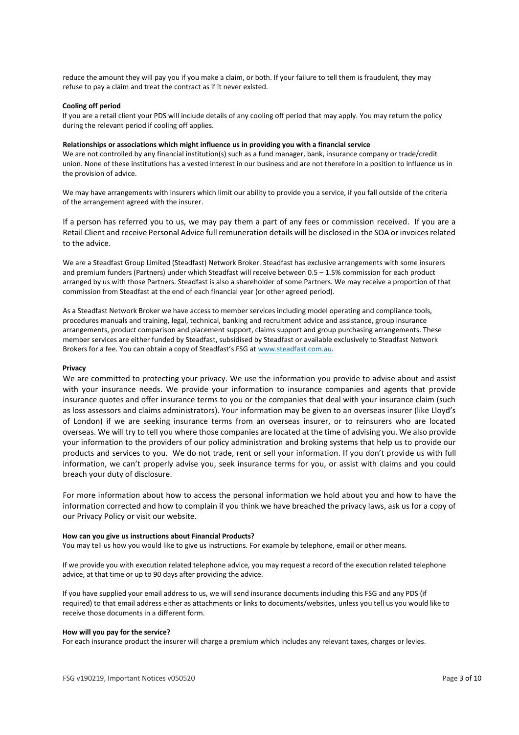reduce the amount they will pay you if you make a claim, or both. If your failure to tell them is fraudulent, they may refuse to pay a claim and treat the contract as if it never existed.

**Cooling off period**

If you are a retail client your PDS will include details of any cooling off period that may apply. You may return the policy during the relevant period if cooling off applies.

**Relationships or associations which might influence us in providing you with a financial service**

We are not controlled by any financial institution(s) such as a fund manager, bank, insurance company or trade/credit union. None of these institutions has a vested interest in our business and are not therefore in a position to influence us in the provision of advice.

We may have arrangements with insurers which limit our ability to provide you a service, if you fall outside of the criteria of the arrangement agreed with the insurer.

If a person has referred you to us, we may pay them a part of any fees or commission received. If you are a Retail Client and receive Personal Advice full remuneration details will be disclosed in the SOA or invoices related to the advice.

We are a Steadfast Group Limited (Steadfast) Network Broker. Steadfast has exclusive arrangements with some insurers and premium funders (Partners) under which Steadfast will receive between 0.5 – 1.5% commission for each product arranged by us with those Partners. Steadfast is also a shareholder of some Partners. We may receive a proportion of that commission from Steadfast at the end of each financial year (or other agreed period).

As a Steadfast Network Broker we have access to member services including model operating and compliance tools, procedures manuals and training, legal, technical, banking and recruitment advice and assistance, group insurance arrangements, product comparison and placement support, claims support and group purchasing arrangements. These member services are either funded by Steadfast, subsidised by Steadfast or available exclusively to Steadfast Network Brokers for a fee. You can obtain a copy of Steadfast's FSG at www.steadfast.com.au.

**Privacy**

We are committed to protecting your privacy. We use the information you provide to advise about and assist with your insurance needs. We provide your information to insurance companies and agents that provide insurance quotes and offer insurance terms to you or the companies that deal with your insurance claim (such as loss assessors and claims administrators). Your information may be given to an overseas insurer (like Lloyd's of London) if we are seeking insurance terms from an overseas insurer, or to reinsurers who are located overseas. We will try to tell you where those companies are located at the time of advising you. We also provide your information to the providers of our policy administration and broking systems that help us to provide our products and services to you. We do not trade, rent or sell your information. If you don't provide us with full information, we can't properly advise you, seek insurance terms for you, or assist with claims and you could breach your duty of disclosure.

For more information about how to access the personal information we hold about you and how to have the information corrected and how to complain if you think we have breached the privacy laws, ask us for a copy of our Privacy Policy or visit our website.

**How can you give us instructions about Financial Products?**

You may tell us how you would like to give us instructions. For example by telephone, email or other means.

If we provide you with execution related telephone advice, you may request a record of the execution related telephone advice, at that time or up to 90 days after providing the advice.

If you have supplied your email address to us, we will send insurance documents including this FSG and any PDS (if required) to that email address either as attachments or links to documents/websites, unless you tell us you would like to receive those documents in a different form.

**How will you pay for the service?**

For each insurance product the insurer will charge a premium which includes any relevant taxes, charges or levies.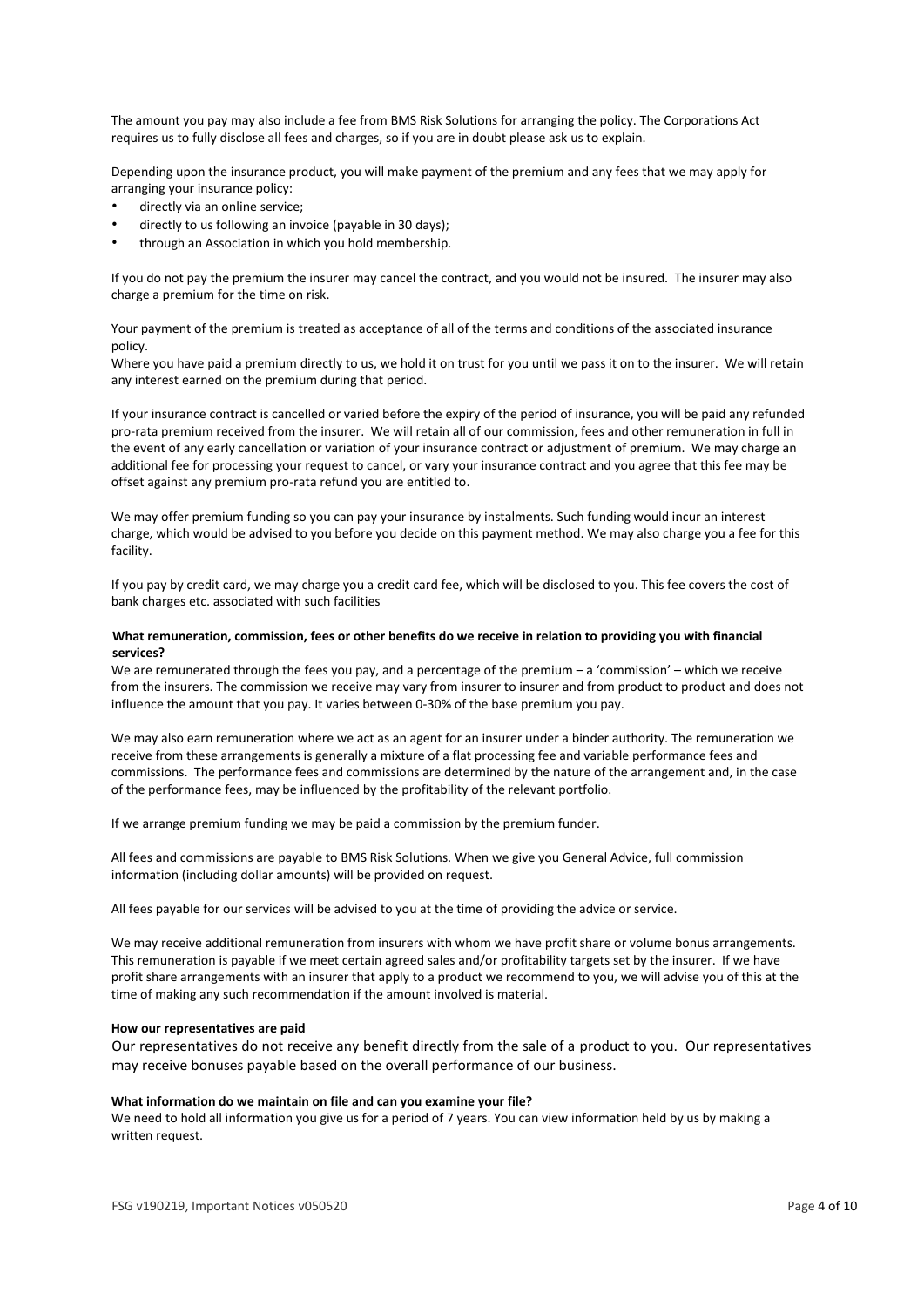The amount you pay may also include a fee from BMS Risk Solutions for arranging the policy. The Corporations Act requires us to fully disclose all fees and charges, so if you are in doubt please ask us to explain.

Depending upon the insurance product, you will make payment of the premium and any fees that we may apply for arranging your insurance policy:

- directly via an online service;
- directly to us following an invoice (payable in 30 days);
- through an Association in which you hold membership.

If you do not pay the premium the insurer may cancel the contract, and you would not be insured. The insurer may also charge a premium for the time on risk.

Your payment of the premium is treated as acceptance of all of the terms and conditions of the associated insurance policy.
Where you have paid a premium directly to us, we hold it on trust for you until we pass it on to the insurer. We will retain any interest earned on the premium during that period.

If your insurance contract is cancelled or varied before the expiry of the period of insurance, you will be paid any refunded pro-rata premium received from the insurer. We will retain all of our commission, fees and other remuneration in full in the event of any early cancellation or variation of your insurance contract or adjustment of premium. We may charge an additional fee for processing your request to cancel, or vary your insurance contract and you agree that this fee may be offset against any premium pro-rata refund you are entitled to.

We may offer premium funding so you can pay your insurance by instalments. Such funding would incur an interest charge, which would be advised to you before you decide on this payment method. We may also charge you a fee for this facility.

If you pay by credit card, we may charge you a credit card fee, which will be disclosed to you. This fee covers the cost of bank charges etc. associated with such facilities

**What remuneration, commission, fees or other benefits do we receive in relation to providing you with financial services?**

We are remunerated through the fees you pay, and a percentage of the premium – a 'commission' – which we receive from the insurers. The commission we receive may vary from insurer to insurer and from product to product and does not influence the amount that you pay. It varies between 0-30% of the base premium you pay.

We may also earn remuneration where we act as an agent for an insurer under a binder authority. The remuneration we receive from these arrangements is generally a mixture of a flat processing fee and variable performance fees and commissions. The performance fees and commissions are determined by the nature of the arrangement and, in the case of the performance fees, may be influenced by the profitability of the relevant portfolio.

If we arrange premium funding we may be paid a commission by the premium funder.

All fees and commissions are payable to BMS Risk Solutions. When we give you General Advice, full commission information (including dollar amounts) will be provided on request.

All fees payable for our services will be advised to you at the time of providing the advice or service.

We may receive additional remuneration from insurers with whom we have profit share or volume bonus arrangements. This remuneration is payable if we meet certain agreed sales and/or profitability targets set by the insurer. If we have profit share arrangements with an insurer that apply to a product we recommend to you, we will advise you of this at the time of making any such recommendation if the amount involved is material.

**How our representatives are paid**

Our representatives do not receive any benefit directly from the sale of a product to you. Our representatives may receive bonuses payable based on the overall performance of our business.

**What information do we maintain on file and can you examine your file?**

We need to hold all information you give us for a period of 7 years. You can view information held by us by making a written request.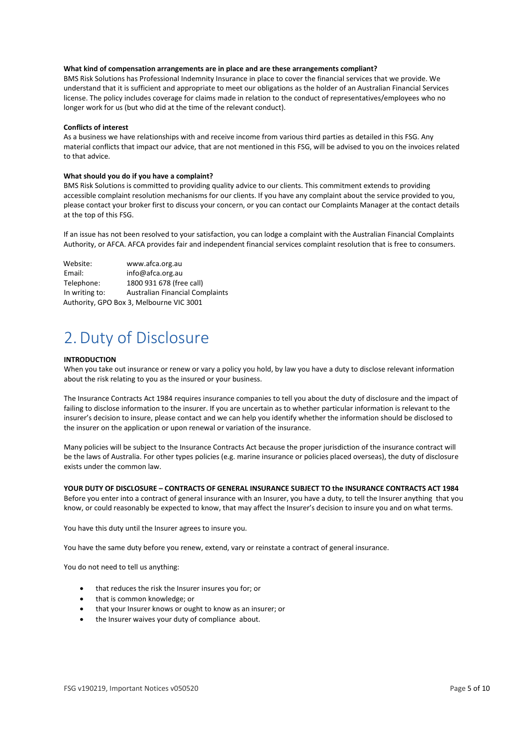**What kind of compensation arrangements are in place and are these arrangements compliant?**
BMS Risk Solutions has Professional Indemnity Insurance in place to cover the financial services that we provide. We understand that it is sufficient and appropriate to meet our obligations as the holder of an Australian Financial Services license. The policy includes coverage for claims made in relation to the conduct of representatives/employees who no longer work for us (but who did at the time of the relevant conduct).

**Conflicts of interest**
As a business we have relationships with and receive income from various third parties as detailed in this FSG. Any material conflicts that impact our advice, that are not mentioned in this FSG, will be advised to you on the invoices related to that advice.

**What should you do if you have a complaint?**
BMS Risk Solutions is committed to providing quality advice to our clients. This commitment extends to providing accessible complaint resolution mechanisms for our clients. If you have any complaint about the service provided to you, please contact your broker first to discuss your concern, or you can contact our Complaints Manager at the contact details at the top of this FSG.

If an issue has not been resolved to your satisfaction, you can lodge a complaint with the Australian Financial Complaints Authority, or AFCA. AFCA provides fair and independent financial services complaint resolution that is free to consumers.

Website: www.afca.org.au
Email: info@afca.org.au
Telephone: 1800 931 678 (free call)
In writing to: Australian Financial Complaints Authority, GPO Box 3, Melbourne VIC 3001

# 2. Duty of Disclosure

**INTRODUCTION**
When you take out insurance or renew or vary a policy you hold, by law you have a duty to disclose relevant information about the risk relating to you as the insured or your business.

The Insurance Contracts Act 1984 requires insurance companies to tell you about the duty of disclosure and the impact of failing to disclose information to the insurer. If you are uncertain as to whether particular information is relevant to the insurer's decision to insure, please contact and we can help you identify whether the information should be disclosed to the insurer on the application or upon renewal or variation of the insurance.

Many policies will be subject to the Insurance Contracts Act because the proper jurisdiction of the insurance contract will be the laws of Australia. For other types policies (e.g. marine insurance or policies placed overseas), the duty of disclosure exists under the common law.

**YOUR DUTY OF DISCLOSURE – CONTRACTS OF GENERAL INSURANCE SUBJECT TO the INSURANCE CONTRACTS ACT 1984**
Before you enter into a contract of general insurance with an Insurer, you have a duty, to tell the Insurer anything that you know, or could reasonably be expected to know, that may affect the Insurer's decision to insure you and on what terms.

You have this duty until the Insurer agrees to insure you.

You have the same duty before you renew, extend, vary or reinstate a contract of general insurance.

You do not need to tell us anything:

- that reduces the risk the Insurer insures you for; or
- that is common knowledge; or
- that your Insurer knows or ought to know as an insurer; or
- the Insurer waives your duty of compliance about.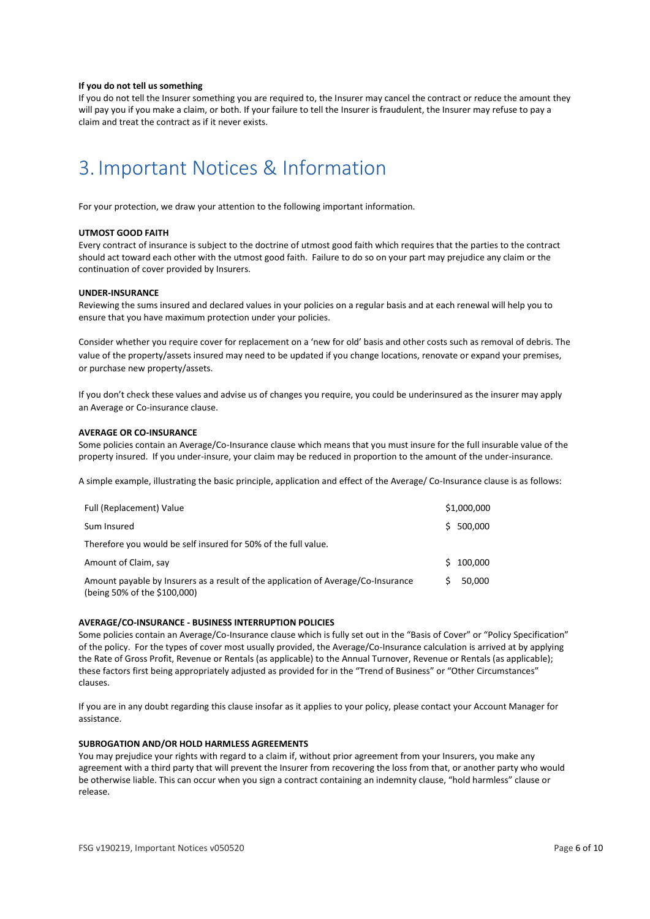**If you do not tell us something**

If you do not tell the Insurer something you are required to, the Insurer may cancel the contract or reduce the amount they will pay you if you make a claim, or both. If your failure to tell the Insurer is fraudulent, the Insurer may refuse to pay a claim and treat the contract as if it never exists.

# 3. Important Notices & Information

For your protection, we draw your attention to the following important information.

**UTMOST GOOD FAITH**

Every contract of insurance is subject to the doctrine of utmost good faith which requires that the parties to the contract should act toward each other with the utmost good faith. Failure to do so on your part may prejudice any claim or the continuation of cover provided by Insurers.

**UNDER-INSURANCE**

Reviewing the sums insured and declared values in your policies on a regular basis and at each renewal will help you to ensure that you have maximum protection under your policies.

Consider whether you require cover for replacement on a 'new for old' basis and other costs such as removal of debris. The value of the property/assets insured may need to be updated if you change locations, renovate or expand your premises, or purchase new property/assets.

If you don't check these values and advise us of changes you require, you could be underinsured as the insurer may apply an Average or Co-insurance clause.

**AVERAGE OR CO-INSURANCE**

Some policies contain an Average/Co-Insurance clause which means that you must insure for the full insurable value of the property insured. If you under-insure, your claim may be reduced in proportion to the amount of the under-insurance.

A simple example, illustrating the basic principle, application and effect of the Average/ Co-Insurance clause is as follows:

| | |
|---|---|
| Full (Replacement) Value | $1,000,000 |
| Sum Insured | $ 500,000 |
| Therefore you would be self insured for 50% of the full value. | |
| Amount of Claim, say | $ 100,000 |
| Amount payable by Insurers as a result of the application of Average/Co-Insurance (being 50% of the $100,000) | $ 50,000 |

**AVERAGE/CO-INSURANCE - BUSINESS INTERRUPTION POLICIES**

Some policies contain an Average/Co-Insurance clause which is fully set out in the "Basis of Cover" or "Policy Specification" of the policy. For the types of cover most usually provided, the Average/Co-Insurance calculation is arrived at by applying the Rate of Gross Profit, Revenue or Rentals (as applicable) to the Annual Turnover, Revenue or Rentals (as applicable); these factors first being appropriately adjusted as provided for in the "Trend of Business" or "Other Circumstances" clauses.

If you are in any doubt regarding this clause insofar as it applies to your policy, please contact your Account Manager for assistance.

**SUBROGATION AND/OR HOLD HARMLESS AGREEMENTS**

You may prejudice your rights with regard to a claim if, without prior agreement from your Insurers, you make any agreement with a third party that will prevent the Insurer from recovering the loss from that, or another party who would be otherwise liable. This can occur when you sign a contract containing an indemnity clause, "hold harmless" clause or release.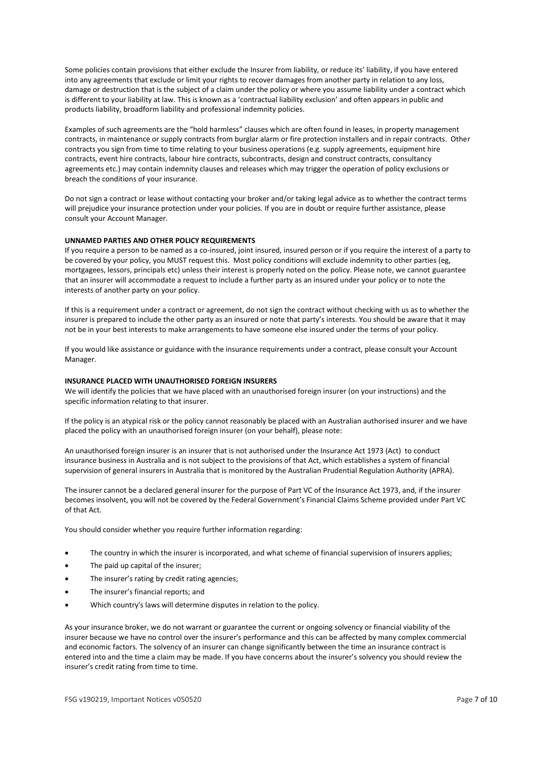Some policies contain provisions that either exclude the Insurer from liability, or reduce its' liability, if you have entered into any agreements that exclude or limit your rights to recover damages from another party in relation to any loss, damage or destruction that is the subject of a claim under the policy or where you assume liability under a contract which is different to your liability at law. This is known as a 'contractual liability exclusion' and often appears in public and products liability, broadform liability and professional indemnity policies.

Examples of such agreements are the "hold harmless" clauses which are often found in leases, in property management contracts, in maintenance or supply contracts from burglar alarm or fire protection installers and in repair contracts. Other contracts you sign from time to time relating to your business operations (e.g. supply agreements, equipment hire contracts, event hire contracts, labour hire contracts, subcontracts, design and construct contracts, consultancy agreements etc.) may contain indemnity clauses and releases which may trigger the operation of policy exclusions or breach the conditions of your insurance.

Do not sign a contract or lease without contacting your broker and/or taking legal advice as to whether the contract terms will prejudice your insurance protection under your policies. If you are in doubt or require further assistance, please consult your Account Manager.

**UNNAMED PARTIES AND OTHER POLICY REQUIREMENTS**

If you require a person to be named as a co-insured, joint insured, insured person or if you require the interest of a party to be covered by your policy, you MUST request this. Most policy conditions will exclude indemnity to other parties (eg, mortgagees, lessors, principals etc) unless their interest is properly noted on the policy. Please note, we cannot guarantee that an insurer will accommodate a request to include a further party as an insured under your policy or to note the interests of another party on your policy.

If this is a requirement under a contract or agreement, do not sign the contract without checking with us as to whether the insurer is prepared to include the other party as an insured or note that party's interests. You should be aware that it may not be in your best interests to make arrangements to have someone else insured under the terms of your policy.

If you would like assistance or guidance with the insurance requirements under a contract, please consult your Account Manager.

**INSURANCE PLACED WITH UNAUTHORISED FOREIGN INSURERS**

We will identify the policies that we have placed with an unauthorised foreign insurer (on your instructions) and the specific information relating to that insurer.

If the policy is an atypical risk or the policy cannot reasonably be placed with an Australian authorised insurer and we have placed the policy with an unauthorised foreign insurer (on your behalf), please note:

An unauthorised foreign insurer is an insurer that is not authorised under the Insurance Act 1973 (Act) to conduct insurance business in Australia and is not subject to the provisions of that Act, which establishes a system of financial supervision of general insurers in Australia that is monitored by the Australian Prudential Regulation Authority (APRA).

The insurer cannot be a declared general insurer for the purpose of Part VC of the Insurance Act 1973, and, if the insurer becomes insolvent, you will not be covered by the Federal Government's Financial Claims Scheme provided under Part VC of that Act.

You should consider whether you require further information regarding:

- The country in which the insurer is incorporated, and what scheme of financial supervision of insurers applies;
- The paid up capital of the insurer;
- The insurer's rating by credit rating agencies;
- The insurer's financial reports; and
- Which country's laws will determine disputes in relation to the policy.

As your insurance broker, we do not warrant or guarantee the current or ongoing solvency or financial viability of the insurer because we have no control over the insurer's performance and this can be affected by many complex commercial and economic factors. The solvency of an insurer can change significantly between the time an insurance contract is entered into and the time a claim may be made. If you have concerns about the insurer's solvency you should review the insurer's credit rating from time to time.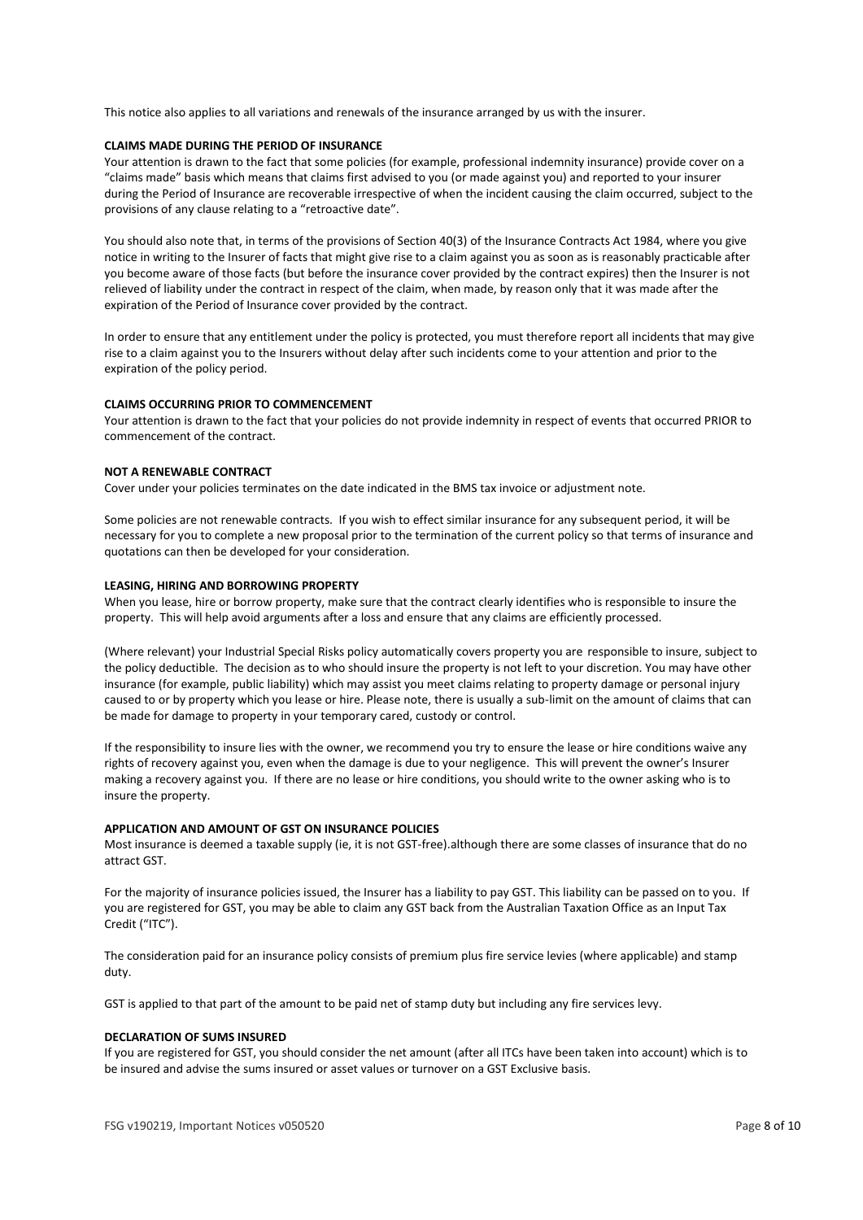This notice also applies to all variations and renewals of the insurance arranged by us with the insurer.

**CLAIMS MADE DURING THE PERIOD OF INSURANCE**

Your attention is drawn to the fact that some policies (for example, professional indemnity insurance) provide cover on a "claims made" basis which means that claims first advised to you (or made against you) and reported to your insurer during the Period of Insurance are recoverable irrespective of when the incident causing the claim occurred, subject to the provisions of any clause relating to a "retroactive date".

You should also note that, in terms of the provisions of Section 40(3) of the Insurance Contracts Act 1984, where you give notice in writing to the Insurer of facts that might give rise to a claim against you as soon as is reasonably practicable after you become aware of those facts (but before the insurance cover provided by the contract expires) then the Insurer is not relieved of liability under the contract in respect of the claim, when made, by reason only that it was made after the expiration of the Period of Insurance cover provided by the contract.

In order to ensure that any entitlement under the policy is protected, you must therefore report all incidents that may give rise to a claim against you to the Insurers without delay after such incidents come to your attention and prior to the expiration of the policy period.

**CLAIMS OCCURRING PRIOR TO COMMENCEMENT**

Your attention is drawn to the fact that your policies do not provide indemnity in respect of events that occurred PRIOR to commencement of the contract.

**NOT A RENEWABLE CONTRACT**

Cover under your policies terminates on the date indicated in the BMS tax invoice or adjustment note.

Some policies are not renewable contracts. If you wish to effect similar insurance for any subsequent period, it will be necessary for you to complete a new proposal prior to the termination of the current policy so that terms of insurance and quotations can then be developed for your consideration.

**LEASING, HIRING AND BORROWING PROPERTY**

When you lease, hire or borrow property, make sure that the contract clearly identifies who is responsible to insure the property. This will help avoid arguments after a loss and ensure that any claims are efficiently processed.

(Where relevant) your Industrial Special Risks policy automatically covers property you are responsible to insure, subject to the policy deductible. The decision as to who should insure the property is not left to your discretion. You may have other insurance (for example, public liability) which may assist you meet claims relating to property damage or personal injury caused to or by property which you lease or hire. Please note, there is usually a sub-limit on the amount of claims that can be made for damage to property in your temporary cared, custody or control.

If the responsibility to insure lies with the owner, we recommend you try to ensure the lease or hire conditions waive any rights of recovery against you, even when the damage is due to your negligence. This will prevent the owner's Insurer making a recovery against you. If there are no lease or hire conditions, you should write to the owner asking who is to insure the property.

**APPLICATION AND AMOUNT OF GST ON INSURANCE POLICIES**

Most insurance is deemed a taxable supply (ie, it is not GST-free).although there are some classes of insurance that do no attract GST.

For the majority of insurance policies issued, the Insurer has a liability to pay GST. This liability can be passed on to you. If you are registered for GST, you may be able to claim any GST back from the Australian Taxation Office as an Input Tax Credit ("ITC").

The consideration paid for an insurance policy consists of premium plus fire service levies (where applicable) and stamp duty.

GST is applied to that part of the amount to be paid net of stamp duty but including any fire services levy.

**DECLARATION OF SUMS INSURED**

If you are registered for GST, you should consider the net amount (after all ITCs have been taken into account) which is to be insured and advise the sums insured or asset values or turnover on a GST Exclusive basis.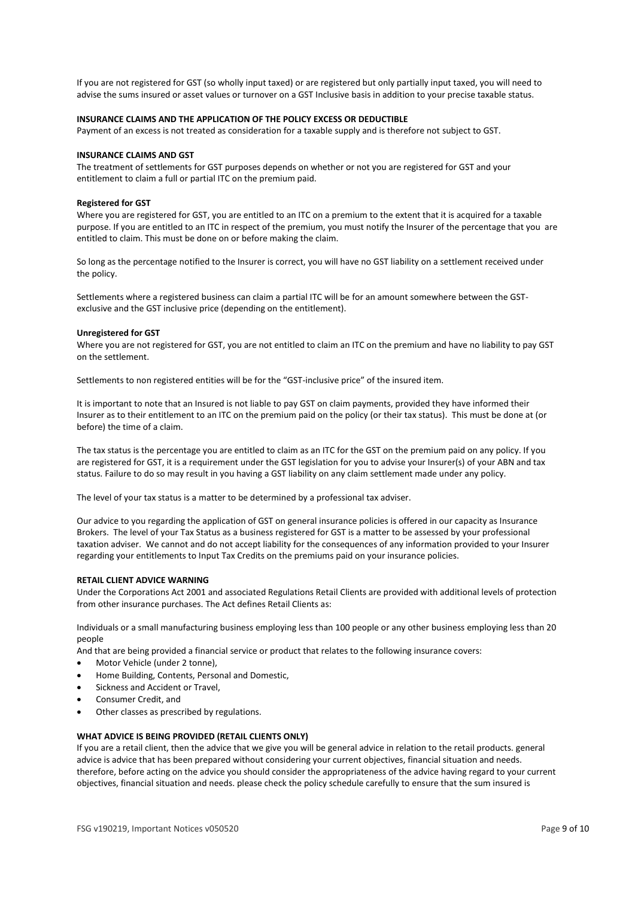If you are not registered for GST (so wholly input taxed) or are registered but only partially input taxed, you will need to advise the sums insured or asset values or turnover on a GST Inclusive basis in addition to your precise taxable status.

**INSURANCE CLAIMS AND THE APPLICATION OF THE POLICY EXCESS OR DEDUCTIBLE**

Payment of an excess is not treated as consideration for a taxable supply and is therefore not subject to GST.

**INSURANCE CLAIMS AND GST**

The treatment of settlements for GST purposes depends on whether or not you are registered for GST and your entitlement to claim a full or partial ITC on the premium paid.

**Registered for GST**

Where you are registered for GST, you are entitled to an ITC on a premium to the extent that it is acquired for a taxable purpose. If you are entitled to an ITC in respect of the premium, you must notify the Insurer of the percentage that you are entitled to claim. This must be done on or before making the claim.

So long as the percentage notified to the Insurer is correct, you will have no GST liability on a settlement received under the policy.

Settlements where a registered business can claim a partial ITC will be for an amount somewhere between the GST-exclusive and the GST inclusive price (depending on the entitlement).

**Unregistered for GST**

Where you are not registered for GST, you are not entitled to claim an ITC on the premium and have no liability to pay GST on the settlement.

Settlements to non registered entities will be for the "GST-inclusive price" of the insured item.

It is important to note that an Insured is not liable to pay GST on claim payments, provided they have informed their Insurer as to their entitlement to an ITC on the premium paid on the policy (or their tax status). This must be done at (or before) the time of a claim.

The tax status is the percentage you are entitled to claim as an ITC for the GST on the premium paid on any policy. If you are registered for GST, it is a requirement under the GST legislation for you to advise your Insurer(s) of your ABN and tax status. Failure to do so may result in you having a GST liability on any claim settlement made under any policy.

The level of your tax status is a matter to be determined by a professional tax adviser.

Our advice to you regarding the application of GST on general insurance policies is offered in our capacity as Insurance Brokers. The level of your Tax Status as a business registered for GST is a matter to be assessed by your professional taxation adviser. We cannot and do not accept liability for the consequences of any information provided to your Insurer regarding your entitlements to Input Tax Credits on the premiums paid on your insurance policies.

**RETAIL CLIENT ADVICE WARNING**

Under the Corporations Act 2001 and associated Regulations Retail Clients are provided with additional levels of protection from other insurance purchases. The Act defines Retail Clients as:

Individuals or a small manufacturing business employing less than 100 people or any other business employing less than 20 people

And that are being provided a financial service or product that relates to the following insurance covers:

- Motor Vehicle (under 2 tonne),
- Home Building, Contents, Personal and Domestic,
- Sickness and Accident or Travel,
- Consumer Credit, and
- Other classes as prescribed by regulations.

**WHAT ADVICE IS BEING PROVIDED (RETAIL CLIENTS ONLY)**

If you are a retail client, then the advice that we give you will be general advice in relation to the retail products. general advice is advice that has been prepared without considering your current objectives, financial situation and needs. therefore, before acting on the advice you should consider the appropriateness of the advice having regard to your current objectives, financial situation and needs. please check the policy schedule carefully to ensure that the sum insured is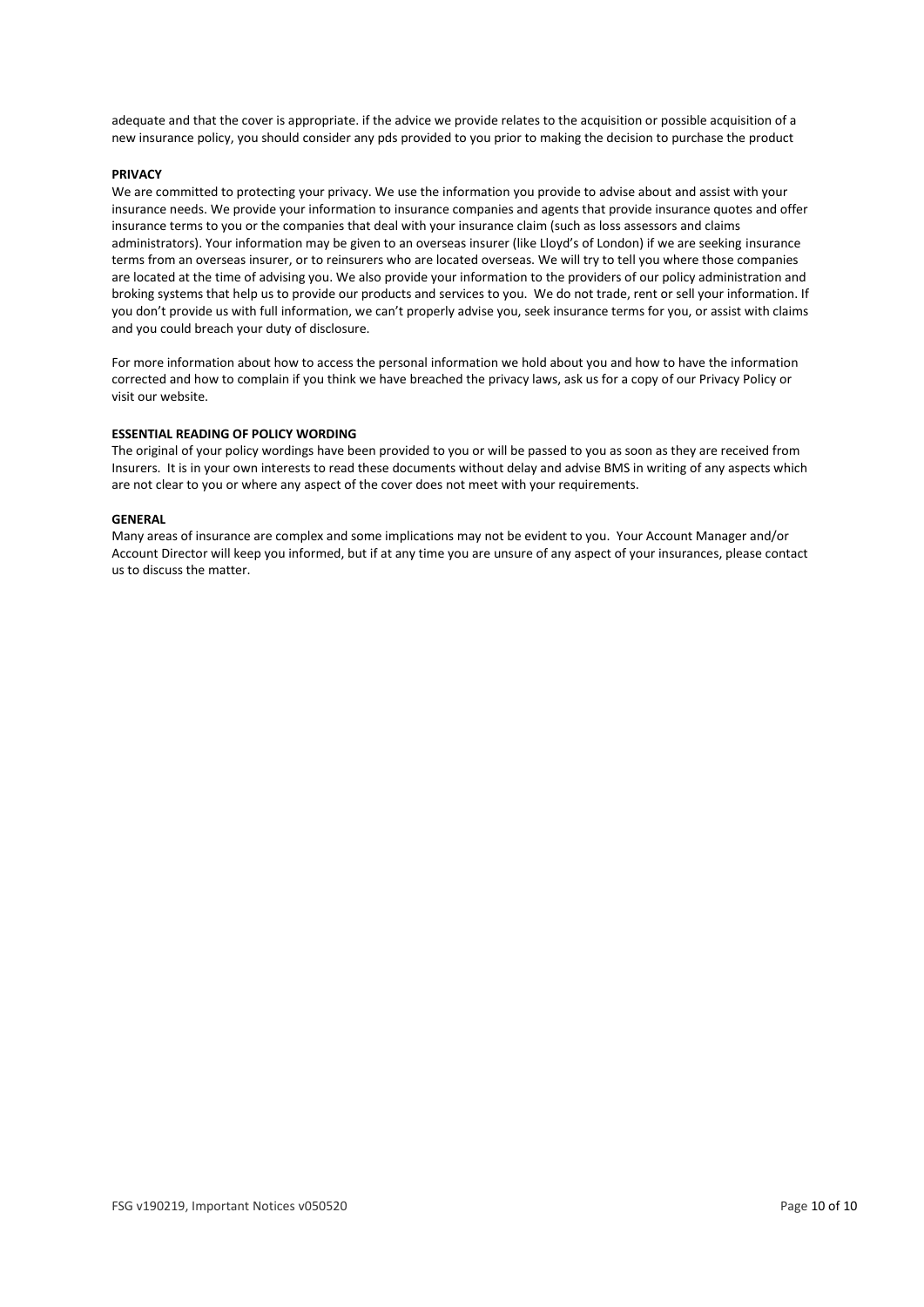adequate and that the cover is appropriate. if the advice we provide relates to the acquisition or possible acquisition of a new insurance policy, you should consider any pds provided to you prior to making the decision to purchase the product

**PRIVACY**

We are committed to protecting your privacy. We use the information you provide to advise about and assist with your insurance needs. We provide your information to insurance companies and agents that provide insurance quotes and offer insurance terms to you or the companies that deal with your insurance claim (such as loss assessors and claims administrators). Your information may be given to an overseas insurer (like Lloyd's of London) if we are seeking insurance terms from an overseas insurer, or to reinsurers who are located overseas. We will try to tell you where those companies are located at the time of advising you. We also provide your information to the providers of our policy administration and broking systems that help us to provide our products and services to you. We do not trade, rent or sell your information. If you don't provide us with full information, we can't properly advise you, seek insurance terms for you, or assist with claims and you could breach your duty of disclosure.

For more information about how to access the personal information we hold about you and how to have the information corrected and how to complain if you think we have breached the privacy laws, ask us for a copy of our Privacy Policy or visit our website.

**ESSENTIAL READING OF POLICY WORDING**

The original of your policy wordings have been provided to you or will be passed to you as soon as they are received from Insurers. It is in your own interests to read these documents without delay and advise BMS in writing of any aspects which are not clear to you or where any aspect of the cover does not meet with your requirements.

**GENERAL**

Many areas of insurance are complex and some implications may not be evident to you. Your Account Manager and/or Account Director will keep you informed, but if at any time you are unsure of any aspect of your insurances, please contact us to discuss the matter.